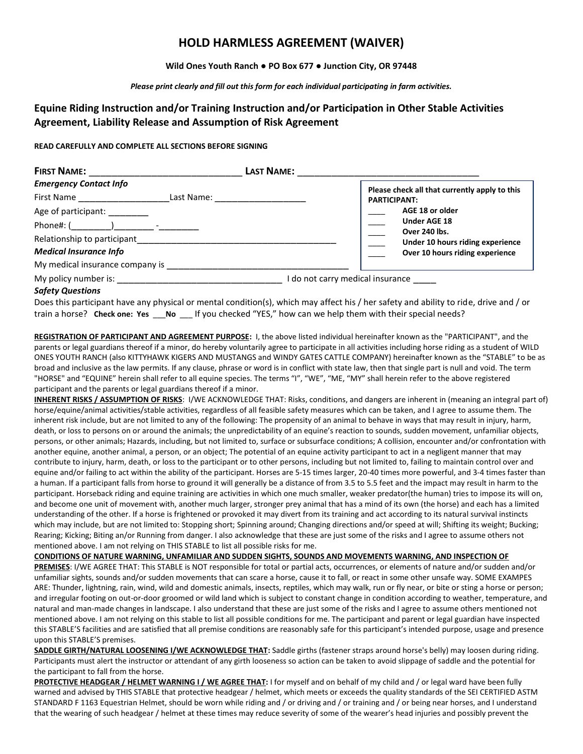# HOLD HARMLESS AGREEMENT (WAIVER)

**Wild Ones Youth Ranch ● PO Box 677 ● Junction City, OR 97448**

***Please print clearly and fill out this form for each individual participating in farm activities.***

## Equine Riding Instruction and/or Training Instruction and/or Participation in Other Stable Activities Agreement, Liability Release and Assumption of Risk Agreement

**READ CAREFULLY AND COMPLETE ALL SECTIONS BEFORE SIGNING**

**FIRST NAME:** _____________________________ **LAST NAME:** ___________________________________

***Emergency Contact Info***

First Name ___________________Last Name: __________________

Age of participant: ________

Phone#: (________)________ -________

Relationship to participant_________________________________________

***Medical Insurance Info***

My medical insurance company is _____________________________________

**Please check all that currently apply to this PARTICIPANT:**

- ____ **AGE 18 or older**
- ____ **Under AGE 18**
- ____ **Over 240 lbs.**
- ____ **Under 10 hours riding experience**
- ____ **Over 10 hours riding experience**

My policy number is: __________________________________ I do not carry medical insurance _____

***Safety Questions***

Does this participant have any physical or mental condition(s), which may affect his / her safety and ability to ride, drive and / or train a horse? **Check one: Yes** ___**No** ___ If you checked "YES," how can we help them with their special needs?

**REGISTRATION OF PARTICIPANT AND AGREEMENT PURPOSE:** I, the above listed individual hereinafter known as the "PARTICIPANT", and the parents or legal guardians thereof if a minor, do hereby voluntarily agree to participate in all activities including horse riding as a student of WILD ONES YOUTH RANCH (also KITTYHAWK KIGERS AND MUSTANGS and WINDY GATES CATTLE COMPANY) hereinafter known as the "STABLE" to be as broad and inclusive as the law permits. If any clause, phrase or word is in conflict with state law, then that single part is null and void. The term "HORSE" and "EQUINE" herein shall refer to all equine species. The terms "I", "WE", "ME, "MY" shall herein refer to the above registered participant and the parents or legal guardians thereof if a minor.

**INHERENT RISKS / ASSUMPTION OF RISKS**: I/WE ACKNOWLEDGE THAT: Risks, conditions, and dangers are inherent in (meaning an integral part of) horse/equine/animal activities/stable activities, regardless of all feasible safety measures which can be taken, and I agree to assume them. The inherent risk include, but are not limited to any of the following: The propensity of an animal to behave in ways that may result in injury, harm, death, or loss to persons on or around the animals; the unpredictability of an equine's reaction to sounds, sudden movement, unfamiliar objects, persons, or other animals; Hazards, including, but not limited to, surface or subsurface conditions; A collision, encounter and/or confrontation with another equine, another animal, a person, or an object; The potential of an equine activity participant to act in a negligent manner that may contribute to injury, harm, death, or loss to the participant or to other persons, including but not limited to, failing to maintain control over and equine and/or failing to act within the ability of the participant. Horses are 5-15 times larger, 20-40 times more powerful, and 3-4 times faster than a human. If a participant falls from horse to ground it will generally be a distance of from 3.5 to 5.5 feet and the impact may result in harm to the participant. Horseback riding and equine training are activities in which one much smaller, weaker predator(the human) tries to impose its will on, and become one unit of movement with, another much larger, stronger prey animal that has a mind of its own (the horse) and each has a limited understanding of the other. If a horse is frightened or provoked it may divert from its training and act according to its natural survival instincts which may include, but are not limited to: Stopping short; Spinning around; Changing directions and/or speed at will; Shifting its weight; Bucking; Rearing; Kicking; Biting an/or Running from danger. I also acknowledge that these are just some of the risks and I agree to assume others not mentioned above. I am not relying on THIS STABLE to list all possible risks for me.

**CONDITIONS OF NATURE WARNING, UNFAMILIAR AND SUDDEN SIGHTS, SOUNDS AND MOVEMENTS WARNING, AND INSPECTION OF PREMISES**: I/WE AGREE THAT: This STABLE is NOT responsible for total or partial acts, occurrences, or elements of nature and/or sudden and/or unfamiliar sights, sounds and/or sudden movements that can scare a horse, cause it to fall, or react in some other unsafe way. SOME EXAMPES ARE: Thunder, lightning, rain, wind, wild and domestic animals, insects, reptiles, which may walk, run or fly near, or bite or sting a horse or person; and irregular footing on out-or-door groomed or wild land which is subject to constant change in condition according to weather, temperature, and natural and man-made changes in landscape. I also understand that these are just some of the risks and I agree to assume others not mentioned above. I am not relying on this stable to list all possible conditions for me. The participant and parent or legal guardian have inspected this STABLE'S facilities and are satisfied that all premise conditions are reasonably safe for this participant's intended purpose, usage and presence upon this STABLE'S premises.

**SADDLE GIRTH/NATURAL LOOSENING I/WE ACKNOWLEDGE THAT:** Saddle girths (fastener straps around horse's belly) may loosen during riding. Participants must alert the instructor or attendant of any girth looseness so action can be taken to avoid slippage of saddle and the potential for the participant to fall from the horse.

**PROTECTIVE HEADGEAR / HELMET WARNING I / WE AGREE THAT:** I for myself and on behalf of my child and / or legal ward have been fully warned and advised by THIS STABLE that protective headgear / helmet, which meets or exceeds the quality standards of the SEI CERTIFIED ASTM STANDARD F 1163 Equestrian Helmet, should be worn while riding and / or driving and / or training and / or being near horses, and I understand that the wearing of such headgear / helmet at these times may reduce severity of some of the wearer's head injuries and possibly prevent the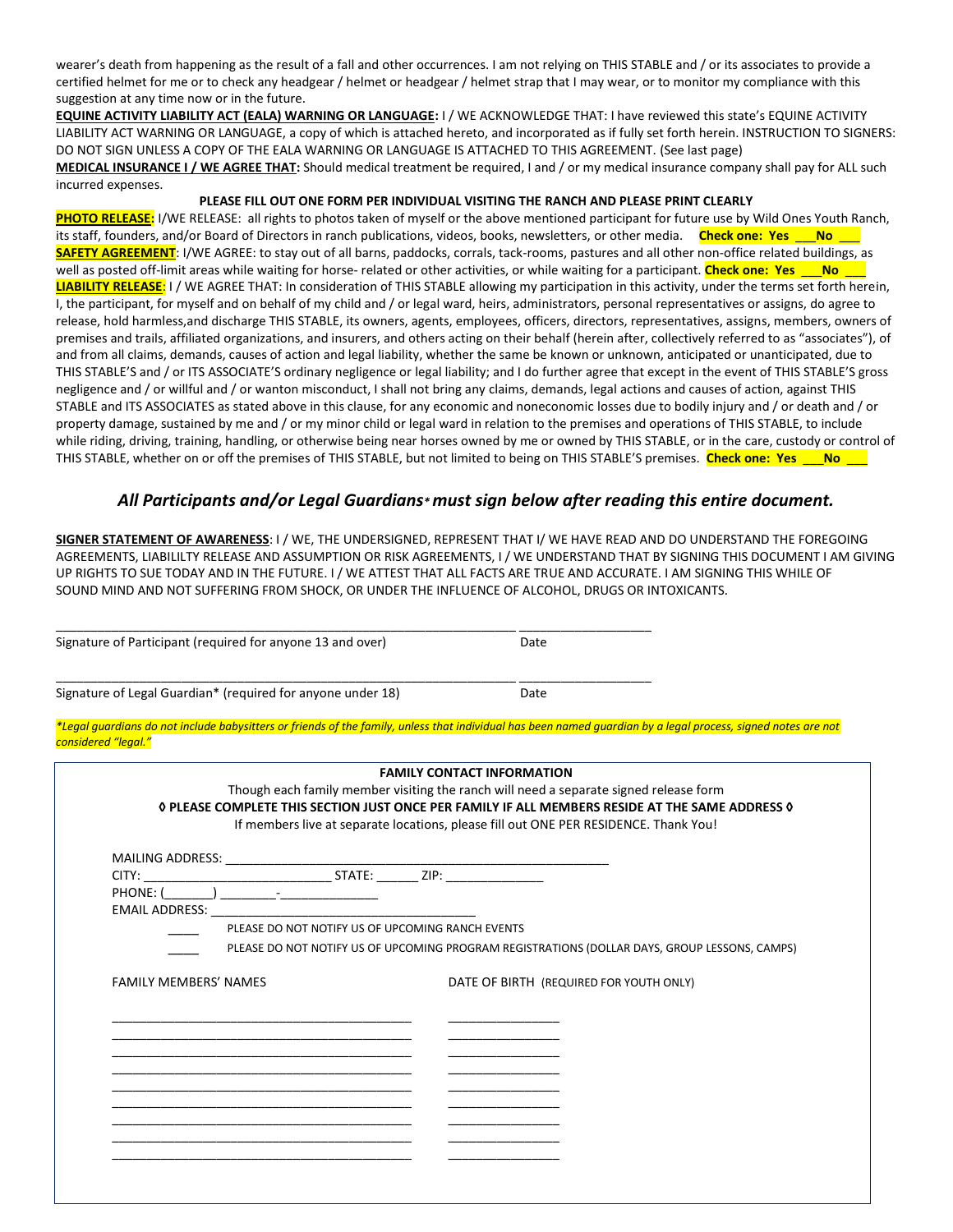wearer's death from happening as the result of a fall and other occurrences. I am not relying on THIS STABLE and / or its associates to provide a certified helmet for me or to check any headgear / helmet or headgear / helmet strap that I may wear, or to monitor my compliance with this suggestion at any time now or in the future.

**EQUINE ACTIVITY LIABILITY ACT (EALA) WARNING OR LANGUAGE:** I / WE ACKNOWLEDGE THAT: I have reviewed this state's EQUINE ACTIVITY LIABILITY ACT WARNING OR LANGUAGE, a copy of which is attached hereto, and incorporated as if fully set forth herein. INSTRUCTION TO SIGNERS: DO NOT SIGN UNLESS A COPY OF THE EALA WARNING OR LANGUAGE IS ATTACHED TO THIS AGREEMENT. (See last page)

**MEDICAL INSURANCE I / WE AGREE THAT:** Should medical treatment be required, I and / or my medical insurance company shall pay for ALL such incurred expenses.

**PLEASE FILL OUT ONE FORM PER INDIVIDUAL VISITING THE RANCH AND PLEASE PRINT CLEARLY**

**PHOTO RELEASE:** I/WE RELEASE: all rights to photos taken of myself or the above mentioned participant for future use by Wild Ones Youth Ranch, its staff, founders, and/or Board of Directors in ranch publications, videos, books, newsletters, or other media. **Check one: Yes ___No ___**

**SAFETY AGREEMENT**: I/WE AGREE: to stay out of all barns, paddocks, corrals, tack-rooms, pastures and all other non-office related buildings, as well as posted off-limit areas while waiting for horse- related or other activities, or while waiting for a participant. **Check one: Yes ___No ___**

**LIABILITY RELEASE**: I / WE AGREE THAT: In consideration of THIS STABLE allowing my participation in this activity, under the terms set forth herein, I, the participant, for myself and on behalf of my child and / or legal ward, heirs, administrators, personal representatives or assigns, do agree to release, hold harmless,and discharge THIS STABLE, its owners, agents, employees, officers, directors, representatives, assigns, members, owners of premises and trails, affiliated organizations, and insurers, and others acting on their behalf (herein after, collectively referred to as "associates"), of and from all claims, demands, causes of action and legal liability, whether the same be known or unknown, anticipated or unanticipated, due to THIS STABLE'S and / or ITS ASSOCIATE'S ordinary negligence or legal liability; and I do further agree that except in the event of THIS STABLE'S gross negligence and / or willful and / or wanton misconduct, I shall not bring any claims, demands, legal actions and causes of action, against THIS STABLE and ITS ASSOCIATES as stated above in this clause, for any economic and noneconomic losses due to bodily injury and / or death and / or property damage, sustained by me and / or my minor child or legal ward in relation to the premises and operations of THIS STABLE, to include while riding, driving, training, handling, or otherwise being near horses owned by me or owned by THIS STABLE, or in the care, custody or control of THIS STABLE, whether on or off the premises of THIS STABLE, but not limited to being on THIS STABLE'S premises. **Check one: Yes ___No ___**

### *All Participants and/or Legal Guardians* must sign below after reading this entire document.*

**SIGNER STATEMENT OF AWARENESS**: I / WE, THE UNDERSIGNED, REPRESENT THAT I/ WE HAVE READ AND DO UNDERSTAND THE FOREGOING AGREEMENTS, LIABILILTY RELEASE AND ASSUMPTION OR RISK AGREEMENTS, I / WE UNDERSTAND THAT BY SIGNING THIS DOCUMENT I AM GIVING UP RIGHTS TO SUE TODAY AND IN THE FUTURE. I / WE ATTEST THAT ALL FACTS ARE TRUE AND ACCURATE. I AM SIGNING THIS WHILE OF SOUND MIND AND NOT SUFFERING FROM SHOCK, OR UNDER THE INFLUENCE OF ALCOHOL, DRUGS OR INTOXICANTS.

_______________________________________________________________ __________________
Signature of Participant (required for anyone 13 and over) Date

_______________________________________________________________ __________________
Signature of Legal Guardian* (required for anyone under 18) Date

*\*Legal guardians do not include babysitters or friends of the family, unless that individual has been named guardian by a legal process, signed notes are not considered "legal."*

**FAMILY CONTACT INFORMATION**

Though each family member visiting the ranch will need a separate signed release form

**◊ PLEASE COMPLETE THIS SECTION JUST ONCE PER FAMILY IF ALL MEMBERS RESIDE AT THE SAME ADDRESS ◊**

If members live at separate locations, please fill out ONE PER RESIDENCE. Thank You!

MAILING ADDRESS: ____________________________________________________

CITY: ___________________________ STATE: ______ ZIP: _____________

PHONE: (_______) ________-_____________

EMAIL ADDRESS: _____________________________________

_____ PLEASE DO NOT NOTIFY US OF UPCOMING RANCH EVENTS

_____ PLEASE DO NOT NOTIFY US OF UPCOMING PROGRAM REGISTRATIONS (DOLLAR DAYS, GROUP LESSONS, CAMPS)

| FAMILY MEMBERS' NAMES | DATE OF BIRTH (REQUIRED FOR YOUTH ONLY) |
|---|---|
| ___________________________________________ | ________________ |
| ___________________________________________ | ________________ |
| ___________________________________________ | ________________ |
| ___________________________________________ | ________________ |
| ___________________________________________ | ________________ |
| ___________________________________________ | ________________ |
| ___________________________________________ | ________________ |
| ___________________________________________ | ________________ |
| ___________________________________________ | ________________ |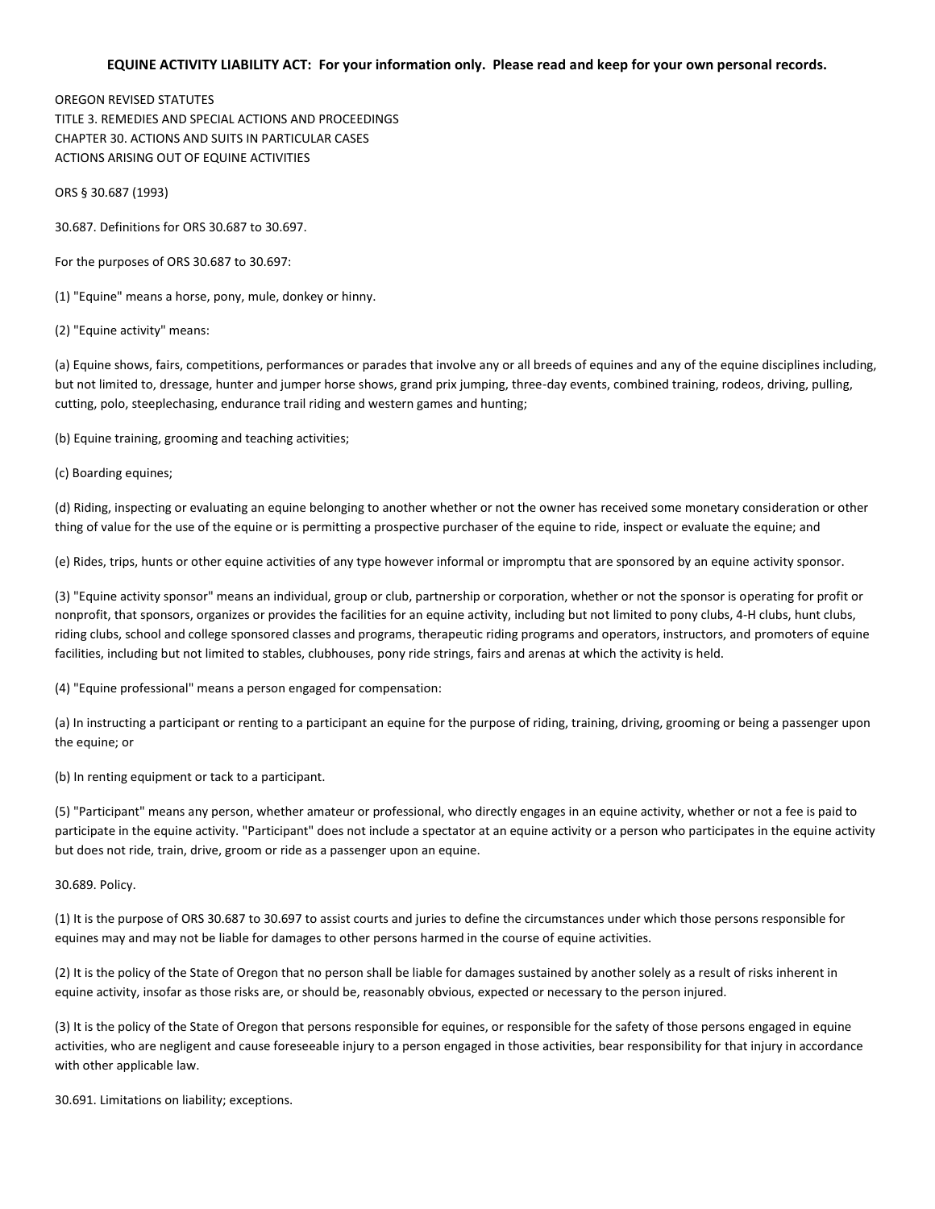**EQUINE ACTIVITY LIABILITY ACT: For your information only. Please read and keep for your own personal records.**

OREGON REVISED STATUTES
TITLE 3. REMEDIES AND SPECIAL ACTIONS AND PROCEEDINGS
CHAPTER 30. ACTIONS AND SUITS IN PARTICULAR CASES
ACTIONS ARISING OUT OF EQUINE ACTIVITIES

ORS § 30.687 (1993)

30.687. Definitions for ORS 30.687 to 30.697.

For the purposes of ORS 30.687 to 30.697:

(1) "Equine" means a horse, pony, mule, donkey or hinny.

(2) "Equine activity" means:

(a) Equine shows, fairs, competitions, performances or parades that involve any or all breeds of equines and any of the equine disciplines including, but not limited to, dressage, hunter and jumper horse shows, grand prix jumping, three-day events, combined training, rodeos, driving, pulling, cutting, polo, steeplechasing, endurance trail riding and western games and hunting;

(b) Equine training, grooming and teaching activities;

(c) Boarding equines;

(d) Riding, inspecting or evaluating an equine belonging to another whether or not the owner has received some monetary consideration or other thing of value for the use of the equine or is permitting a prospective purchaser of the equine to ride, inspect or evaluate the equine; and

(e) Rides, trips, hunts or other equine activities of any type however informal or impromptu that are sponsored by an equine activity sponsor.

(3) "Equine activity sponsor" means an individual, group or club, partnership or corporation, whether or not the sponsor is operating for profit or nonprofit, that sponsors, organizes or provides the facilities for an equine activity, including but not limited to pony clubs, 4-H clubs, hunt clubs, riding clubs, school and college sponsored classes and programs, therapeutic riding programs and operators, instructors, and promoters of equine facilities, including but not limited to stables, clubhouses, pony ride strings, fairs and arenas at which the activity is held.

(4) "Equine professional" means a person engaged for compensation:

(a) In instructing a participant or renting to a participant an equine for the purpose of riding, training, driving, grooming or being a passenger upon the equine; or

(b) In renting equipment or tack to a participant.

(5) "Participant" means any person, whether amateur or professional, who directly engages in an equine activity, whether or not a fee is paid to participate in the equine activity. "Participant" does not include a spectator at an equine activity or a person who participates in the equine activity but does not ride, train, drive, groom or ride as a passenger upon an equine.

30.689. Policy.

(1) It is the purpose of ORS 30.687 to 30.697 to assist courts and juries to define the circumstances under which those persons responsible for equines may and may not be liable for damages to other persons harmed in the course of equine activities.

(2) It is the policy of the State of Oregon that no person shall be liable for damages sustained by another solely as a result of risks inherent in equine activity, insofar as those risks are, or should be, reasonably obvious, expected or necessary to the person injured.

(3) It is the policy of the State of Oregon that persons responsible for equines, or responsible for the safety of those persons engaged in equine activities, who are negligent and cause foreseeable injury to a person engaged in those activities, bear responsibility for that injury in accordance with other applicable law.

30.691. Limitations on liability; exceptions.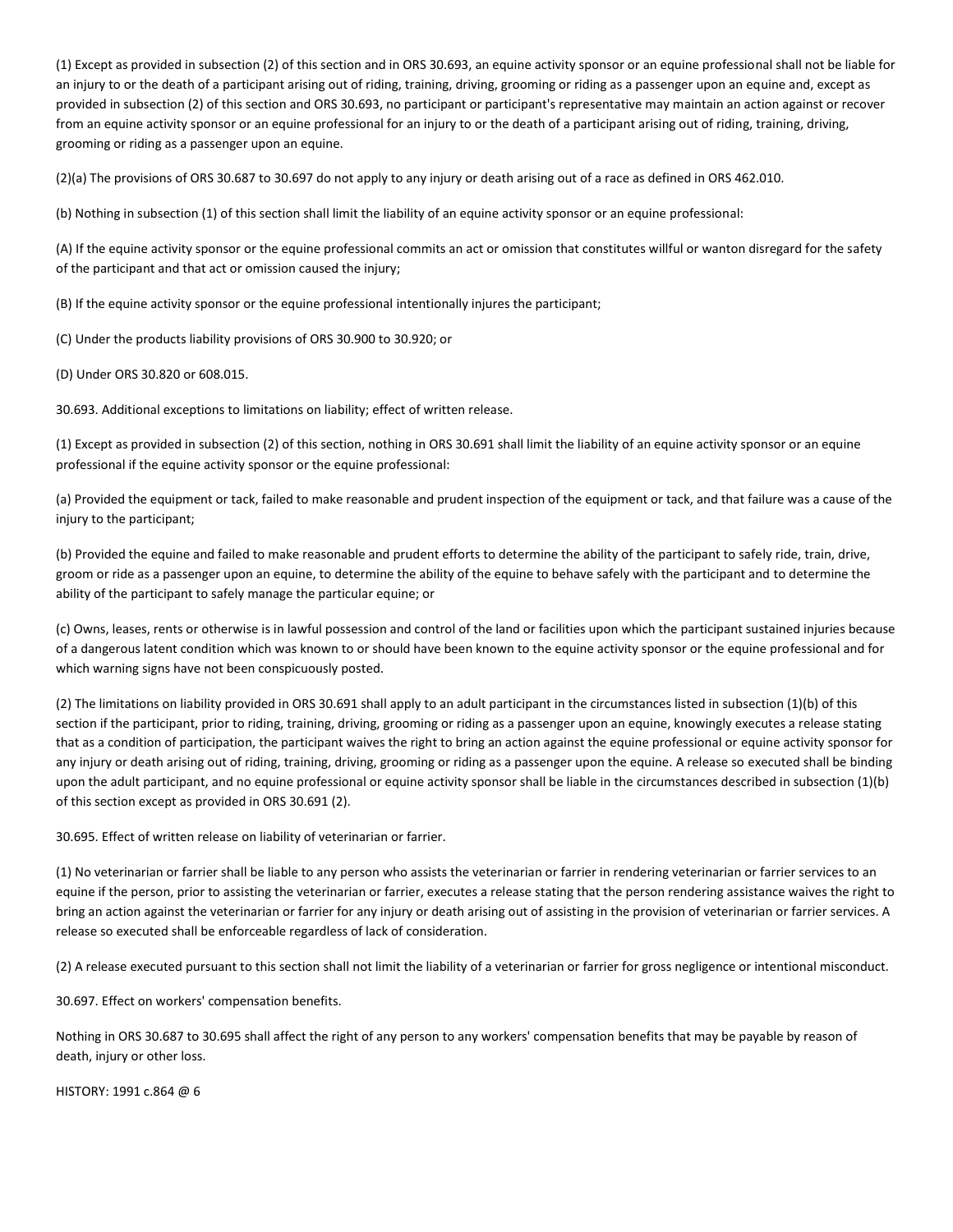(1) Except as provided in subsection (2) of this section and in ORS 30.693, an equine activity sponsor or an equine professional shall not be liable for an injury to or the death of a participant arising out of riding, training, driving, grooming or riding as a passenger upon an equine and, except as provided in subsection (2) of this section and ORS 30.693, no participant or participant's representative may maintain an action against or recover from an equine activity sponsor or an equine professional for an injury to or the death of a participant arising out of riding, training, driving, grooming or riding as a passenger upon an equine.

(2)(a) The provisions of ORS 30.687 to 30.697 do not apply to any injury or death arising out of a race as defined in ORS 462.010.

(b) Nothing in subsection (1) of this section shall limit the liability of an equine activity sponsor or an equine professional:

(A) If the equine activity sponsor or the equine professional commits an act or omission that constitutes willful or wanton disregard for the safety of the participant and that act or omission caused the injury;

(B) If the equine activity sponsor or the equine professional intentionally injures the participant;

(C) Under the products liability provisions of ORS 30.900 to 30.920; or

(D) Under ORS 30.820 or 608.015.

30.693. Additional exceptions to limitations on liability; effect of written release.

(1) Except as provided in subsection (2) of this section, nothing in ORS 30.691 shall limit the liability of an equine activity sponsor or an equine professional if the equine activity sponsor or the equine professional:

(a) Provided the equipment or tack, failed to make reasonable and prudent inspection of the equipment or tack, and that failure was a cause of the injury to the participant;

(b) Provided the equine and failed to make reasonable and prudent efforts to determine the ability of the participant to safely ride, train, drive, groom or ride as a passenger upon an equine, to determine the ability of the equine to behave safely with the participant and to determine the ability of the participant to safely manage the particular equine; or

(c) Owns, leases, rents or otherwise is in lawful possession and control of the land or facilities upon which the participant sustained injuries because of a dangerous latent condition which was known to or should have been known to the equine activity sponsor or the equine professional and for which warning signs have not been conspicuously posted.

(2) The limitations on liability provided in ORS 30.691 shall apply to an adult participant in the circumstances listed in subsection (1)(b) of this section if the participant, prior to riding, training, driving, grooming or riding as a passenger upon an equine, knowingly executes a release stating that as a condition of participation, the participant waives the right to bring an action against the equine professional or equine activity sponsor for any injury or death arising out of riding, training, driving, grooming or riding as a passenger upon the equine. A release so executed shall be binding upon the adult participant, and no equine professional or equine activity sponsor shall be liable in the circumstances described in subsection (1)(b) of this section except as provided in ORS 30.691 (2).

30.695. Effect of written release on liability of veterinarian or farrier.

(1) No veterinarian or farrier shall be liable to any person who assists the veterinarian or farrier in rendering veterinarian or farrier services to an equine if the person, prior to assisting the veterinarian or farrier, executes a release stating that the person rendering assistance waives the right to bring an action against the veterinarian or farrier for any injury or death arising out of assisting in the provision of veterinarian or farrier services. A release so executed shall be enforceable regardless of lack of consideration.

(2) A release executed pursuant to this section shall not limit the liability of a veterinarian or farrier for gross negligence or intentional misconduct.

30.697. Effect on workers' compensation benefits.

Nothing in ORS 30.687 to 30.695 shall affect the right of any person to any workers' compensation benefits that may be payable by reason of death, injury or other loss.

HISTORY: 1991 c.864 @ 6